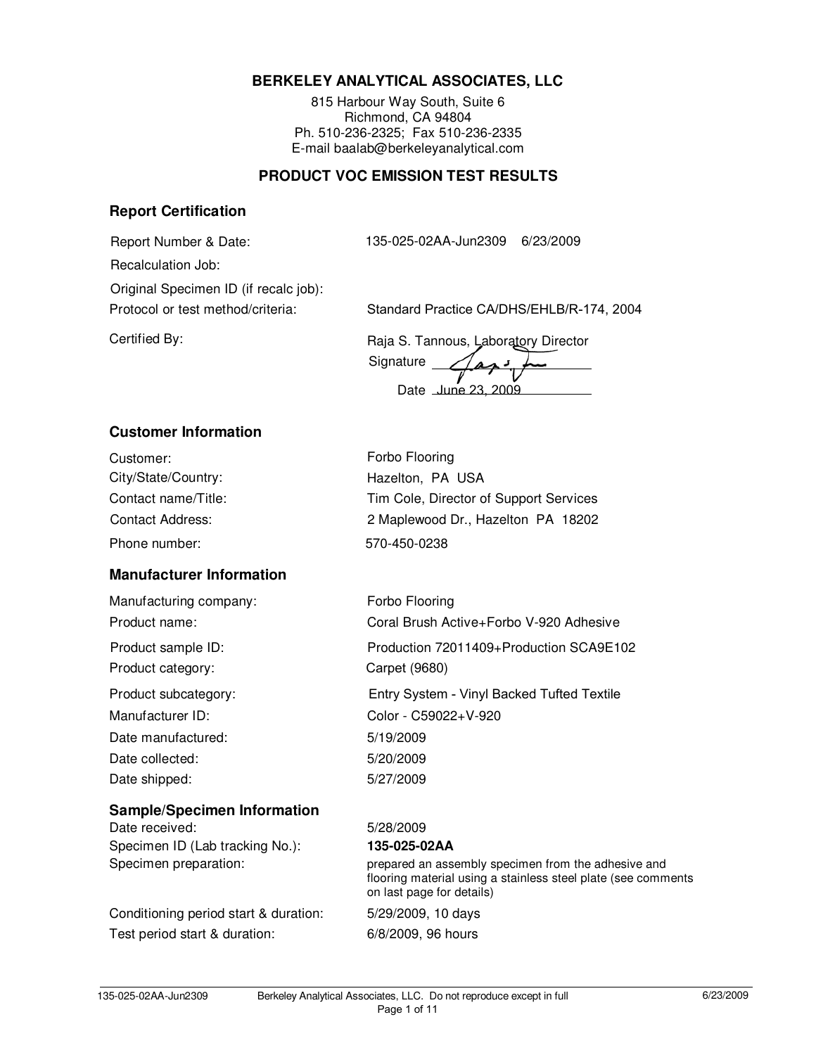**BERKELEY ANALYTICAL ASSOCIATES, LLC**

815 Harbour Way South, Suite 6
Richmond, CA 94804
Ph. 510-236-2325; Fax 510-236-2335
E-mail baalab@berkeleyanalytical.com

## PRODUCT VOC EMISSION TEST RESULTS

### Report Certification

| | |
|---|---|
| Report Number & Date: | 135-025-02AA-Jun2309 6/23/2009 |
| Recalculation Job: | |
| Original Specimen ID (if recalc job): | |
| Protocol or test method/criteria: | Standard Practice CA/DHS/EHLB/R-174, 2004 |
| Certified By: | Raja S. Tannous, Laboratory Director |
| | Signature |
| | Date June 23, 2009 |

### Customer Information

| | |
|---|---|
| Customer: | Forbo Flooring |
| City/State/Country: | Hazelton, PA USA |
| Contact name/Title: | Tim Cole, Director of Support Services |
| Contact Address: | 2 Maplewood Dr., Hazelton PA 18202 |
| Phone number: | 570-450-0238 |

### Manufacturer Information

| | |
|---|---|
| Manufacturing company: | Forbo Flooring |
| Product name: | Coral Brush Active+Forbo V-920 Adhesive |
| Product sample ID: | Production 72011409+Production SCA9E102 |
| Product category: | Carpet (9680) |
| Product subcategory: | Entry System - Vinyl Backed Tufted Textile |
| Manufacturer ID: | Color - C59022+V-920 |
| Date manufactured: | 5/19/2009 |
| Date collected: | 5/20/2009 |
| Date shipped: | 5/27/2009 |

### Sample/Specimen Information

| | |
|---|---|
| Date received: | 5/28/2009 |
| Specimen ID (Lab tracking No.): | **135-025-02AA** |
| Specimen preparation: | prepared an assembly specimen from the adhesive and flooring material using a stainless steel plate (see comments on last page for details) |
| Conditioning period start & duration: | 5/29/2009, 10 days |
| Test period start & duration: | 6/8/2009, 96 hours |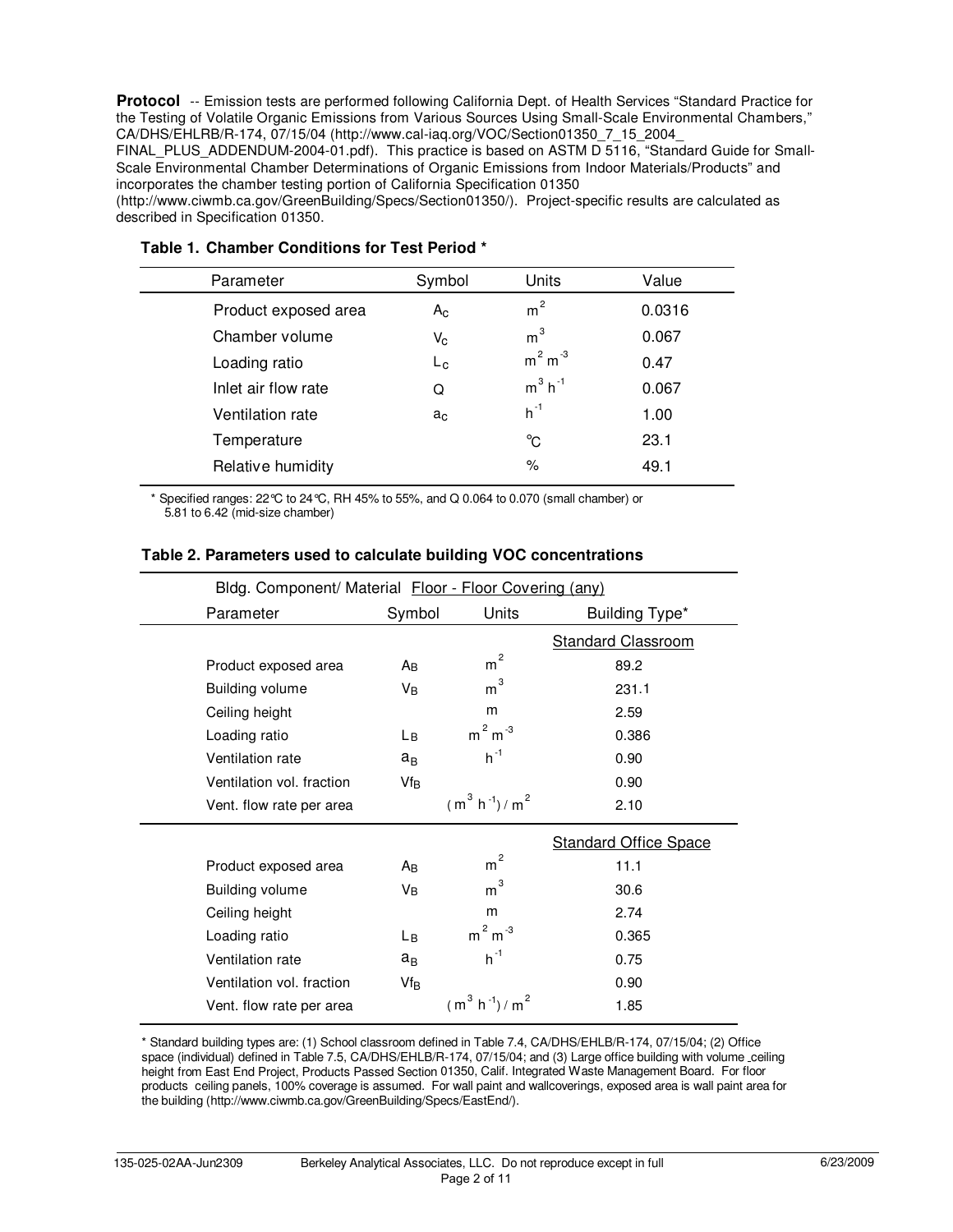**Protocol** -- Emission tests are performed following California Dept. of Health Services "Standard Practice for the Testing of Volatile Organic Emissions from Various Sources Using Small-Scale Environmental Chambers," CA/DHS/EHLRB/R-174, 07/15/04 (http://www.cal-iaq.org/VOC/Section01350_7_15_2004_FINAL_PLUS_ADDENDUM-2004-01.pdf). This practice is based on ASTM D 5116, "Standard Guide for Small-Scale Environmental Chamber Determinations of Organic Emissions from Indoor Materials/Products" and incorporates the chamber testing portion of California Specification 01350 (http://www.ciwmb.ca.gov/GreenBuilding/Specs/Section01350/). Project-specific results are calculated as described in Specification 01350.

**Table 1. Chamber Conditions for Test Period ***

| Parameter | Symbol | Units | Value |
|---|---|---|---|
| Product exposed area | $A_C$ | $m^2$ | 0.0316 |
| Chamber volume | $V_C$ | $m^3$ | 0.067 |
| Loading ratio | $L_C$ | $m^2\ m^{-3}$ | 0.47 |
| Inlet air flow rate | Q | $m^3\ h^{-1}$ | 0.067 |
| Ventilation rate | $a_C$ | $h^{-1}$ | 1.00 |
| Temperature | | °C | 23.1 |
| Relative humidity | | % | 49.1 |

* Specified ranges: 22°C to 24°C, RH 45% to 55%, and Q 0.064 to 0.070 (small chamber) or 5.81 to 6.42 (mid-size chamber)

**Table 2. Parameters used to calculate building VOC concentrations**

| Bldg. Component/ Material | Floor - Floor Covering (any) | | |
|---|---|---|---|
| Parameter | Symbol | Units | Building Type* |
| | | | Standard Classroom |
| Product exposed area | $A_B$ | $m^2$ | 89.2 |
| Building volume | $V_B$ | $m^3$ | 231.1 |
| Ceiling height | | m | 2.59 |
| Loading ratio | $L_B$ | $m^2\ m^{-3}$ | 0.386 |
| Ventilation rate | $a_B$ | $h^{-1}$ | 0.90 |
| Ventilation vol. fraction | $Vf_B$ | | 0.90 |
| Vent. flow rate per area | | $(m^3\ h^{-1})/m^2$ | 2.10 |
| | | | Standard Office Space |
| Product exposed area | $A_B$ | $m^2$ | 11.1 |
| Building volume | $V_B$ | $m^3$ | 30.6 |
| Ceiling height | | m | 2.74 |
| Loading ratio | $L_B$ | $m^2\ m^{-3}$ | 0.365 |
| Ventilation rate | $a_B$ | $h^{-1}$ | 0.75 |
| Ventilation vol. fraction | $Vf_B$ | | 0.90 |
| Vent. flow rate per area | | $(m^3\ h^{-1})/m^2$ | 1.85 |

* Standard building types are: (1) School classroom defined in Table 7.4, CA/DHS/EHLB/R-174, 07/15/04; (2) Office space (individual) defined in Table 7.5, CA/DHS/EHLB/R-174, 07/15/04; and (3) Large office building with volume _ceiling height from East End Project, Products Passed Section 01350, Calif. Integrated Waste Management Board. For floor products ceiling panels, 100% coverage is assumed. For wall paint and wallcoverings, exposed area is wall paint area for the building (http://www.ciwmb.ca.gov/GreenBuilding/Specs/EastEnd/).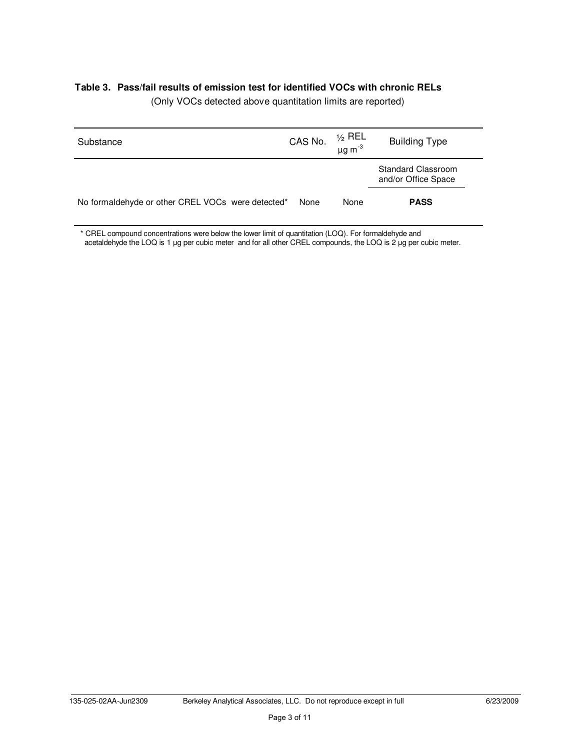**Table 3. Pass/fail results of emission test for identified VOCs with chronic RELs**

(Only VOCs detected above quantitation limits are reported)

| Substance | CAS No. | ½ REL $\mu g\ m^{-3}$ | Building Type |
|---|---|---|---|
| | | | Standard Classroom and/or Office Space |
| No formaldehyde or other CREL VOCs were detected* | None | None | **PASS** |

\* CREL compound concentrations were below the lower limit of quantitation (LOQ). For formaldehyde and acetaldehyde the LOQ is 1 µg per cubic meter and for all other CREL compounds, the LOQ is 2 µg per cubic meter.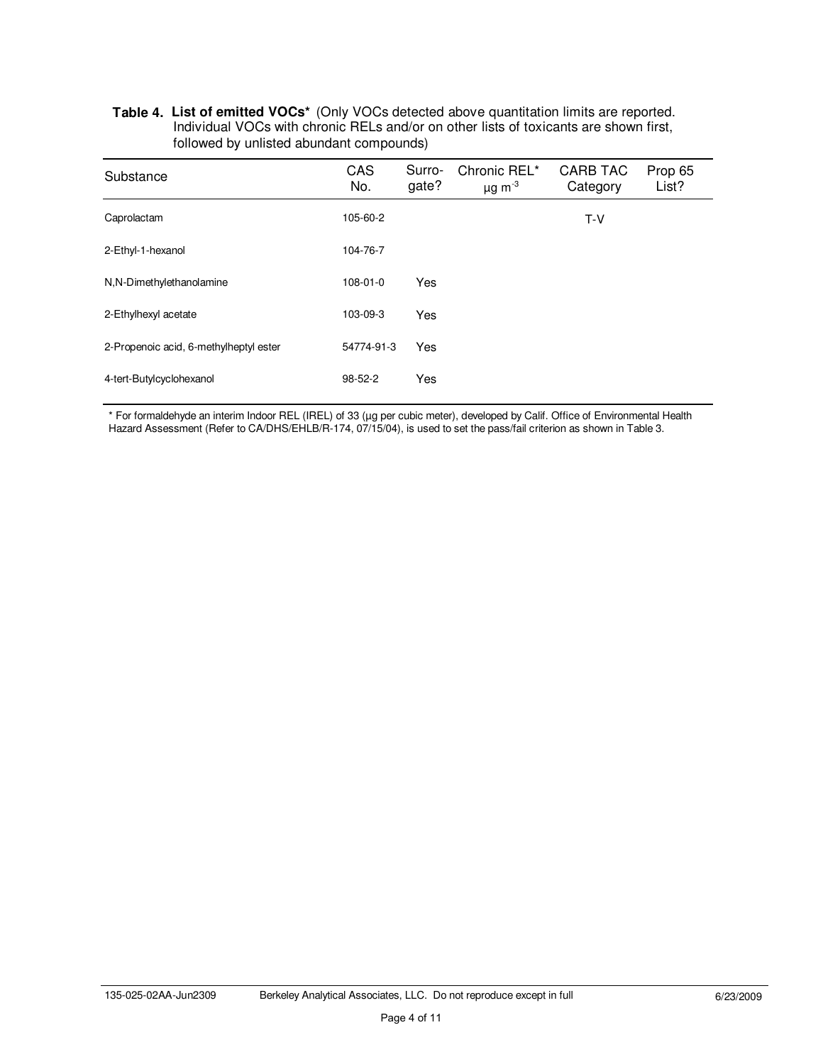**Table 4. List of emitted VOCs*** (Only VOCs detected above quantitation limits are reported. Individual VOCs with chronic RELs and/or on other lists of toxicants are shown first, followed by unlisted abundant compounds)

| Substance | CAS No. | Surro-gate? | Chronic REL* $\mu g\ m^{-3}$ | CARB TAC Category | Prop 65 List? |
|---|---|---|---|---|---|
| Caprolactam | 105-60-2 | | | T-V | |
| 2-Ethyl-1-hexanol | 104-76-7 | | | | |
| N,N-Dimethylethanolamine | 108-01-0 | Yes | | | |
| 2-Ethylhexyl acetate | 103-09-3 | Yes | | | |
| 2-Propenoic acid, 6-methylheptyl ester | 54774-91-3 | Yes | | | |
| 4-tert-Butylcyclohexanol | 98-52-2 | Yes | | | |

* For formaldehyde an interim Indoor REL (IREL) of 33 (µg per cubic meter), developed by Calif. Office of Environmental Health Hazard Assessment (Refer to CA/DHS/EHLB/R-174, 07/15/04), is used to set the pass/fail criterion as shown in Table 3.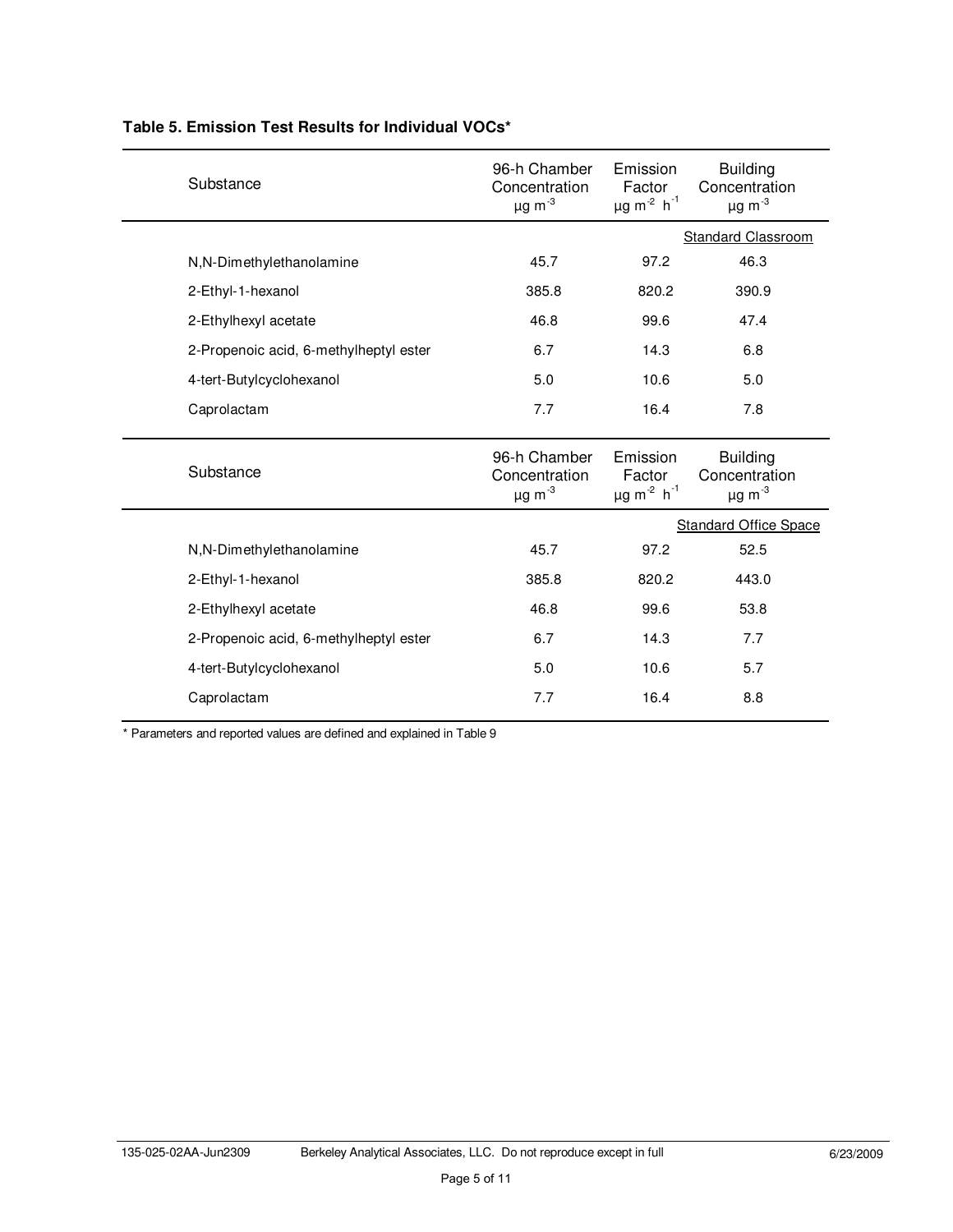**Table 5. Emission Test Results for Individual VOCs***

| Substance | 96-h Chamber Concentration $\mu g\ m^{-3}$ | Emission Factor $\mu g\ m^{-2}\ h^{-1}$ | Building Concentration $\mu g\ m^{-3}$ |
|---|---|---|---|
| | | | Standard Classroom |
| N,N-Dimethylethanolamine | 45.7 | 97.2 | 46.3 |
| 2-Ethyl-1-hexanol | 385.8 | 820.2 | 390.9 |
| 2-Ethylhexyl acetate | 46.8 | 99.6 | 47.4 |
| 2-Propenoic acid, 6-methylheptyl ester | 6.7 | 14.3 | 6.8 |
| 4-tert-Butylcyclohexanol | 5.0 | 10.6 | 5.0 |
| Caprolactam | 7.7 | 16.4 | 7.8 |

| Substance | 96-h Chamber Concentration $\mu g\ m^{-3}$ | Emission Factor $\mu g\ m^{-2}\ h^{-1}$ | Building Concentration $\mu g\ m^{-3}$ |
|---|---|---|---|
| | | | Standard Office Space |
| N,N-Dimethylethanolamine | 45.7 | 97.2 | 52.5 |
| 2-Ethyl-1-hexanol | 385.8 | 820.2 | 443.0 |
| 2-Ethylhexyl acetate | 46.8 | 99.6 | 53.8 |
| 2-Propenoic acid, 6-methylheptyl ester | 6.7 | 14.3 | 7.7 |
| 4-tert-Butylcyclohexanol | 5.0 | 10.6 | 5.7 |
| Caprolactam | 7.7 | 16.4 | 8.8 |

* Parameters and reported values are defined and explained in Table 9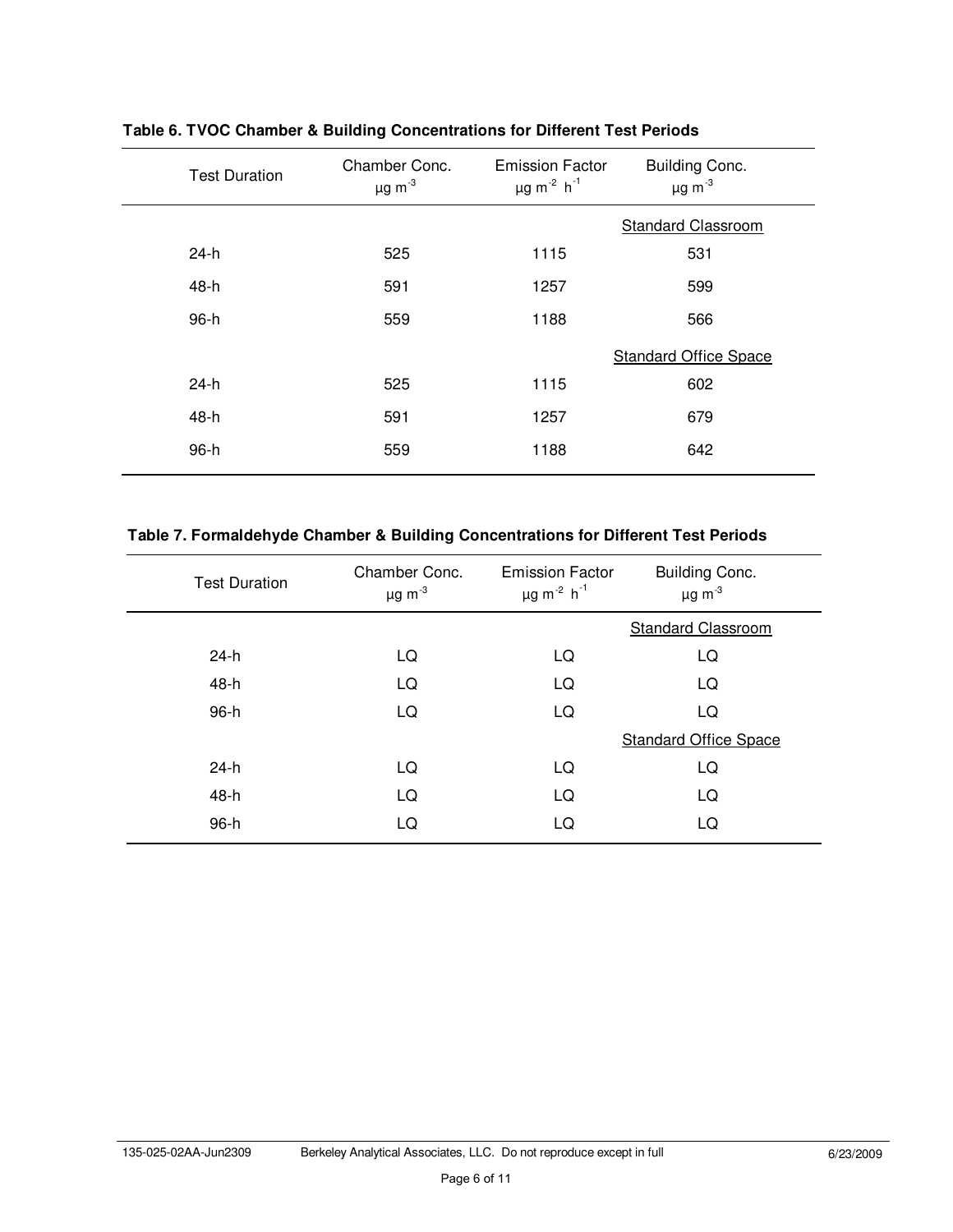**Table 6. TVOC Chamber & Building Concentrations for Different Test Periods**

| Test Duration | Chamber Conc. $\mu g\ m^{-3}$ | Emission Factor $\mu g\ m^{-2}\ h^{-1}$ | Building Conc. $\mu g\ m^{-3}$ |
|---|---|---|---|
| | | | Standard Classroom |
| 24-h | 525 | 1115 | 531 |
| 48-h | 591 | 1257 | 599 |
| 96-h | 559 | 1188 | 566 |
| | | | Standard Office Space |
| 24-h | 525 | 1115 | 602 |
| 48-h | 591 | 1257 | 679 |
| 96-h | 559 | 1188 | 642 |

**Table 7. Formaldehyde Chamber & Building Concentrations for Different Test Periods**

| Test Duration | Chamber Conc. $\mu g\ m^{-3}$ | Emission Factor $\mu g\ m^{-2}\ h^{-1}$ | Building Conc. $\mu g\ m^{-3}$ |
|---|---|---|---|
| | | | Standard Classroom |
| 24-h | LQ | LQ | LQ |
| 48-h | LQ | LQ | LQ |
| 96-h | LQ | LQ | LQ |
| | | | Standard Office Space |
| 24-h | LQ | LQ | LQ |
| 48-h | LQ | LQ | LQ |
| 96-h | LQ | LQ | LQ |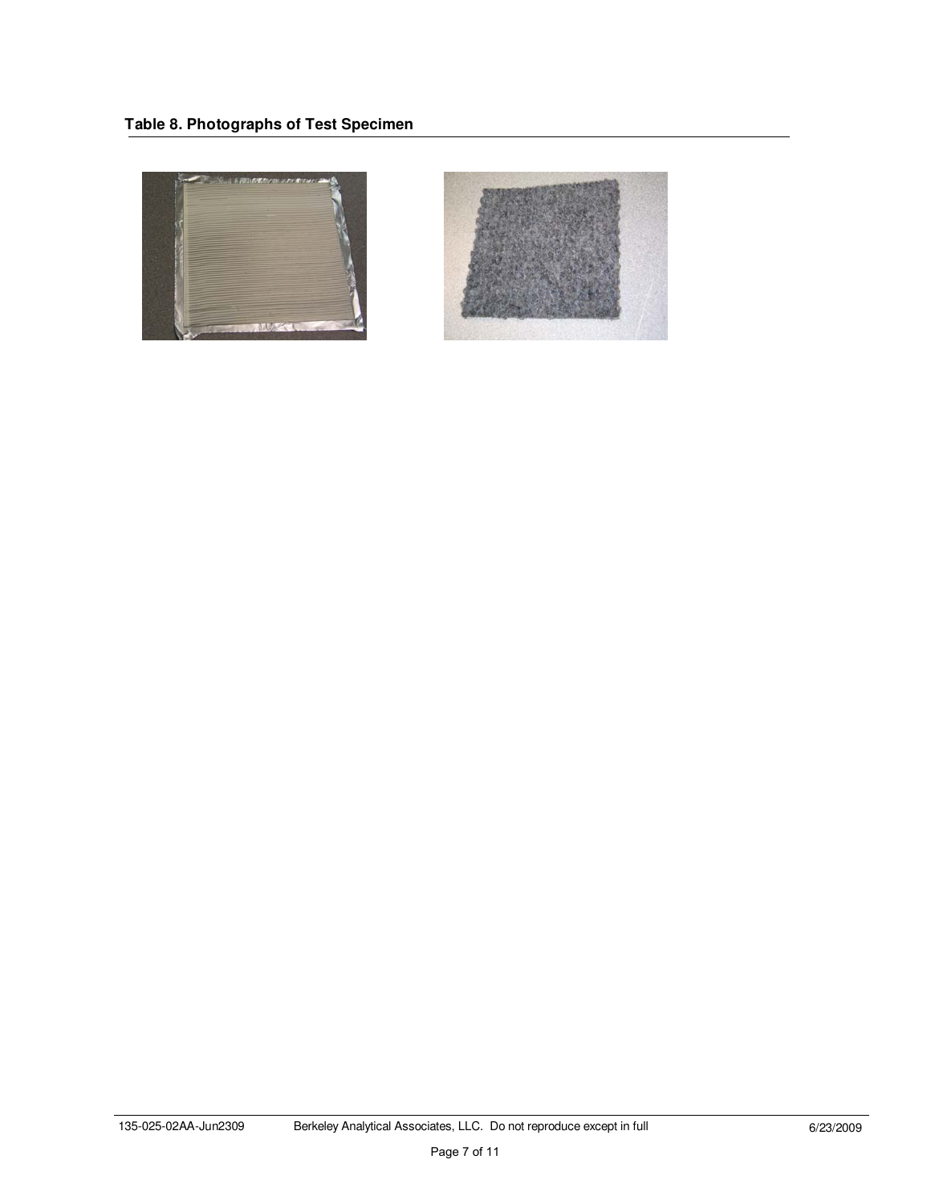**Table 8. Photographs of Test Specimen**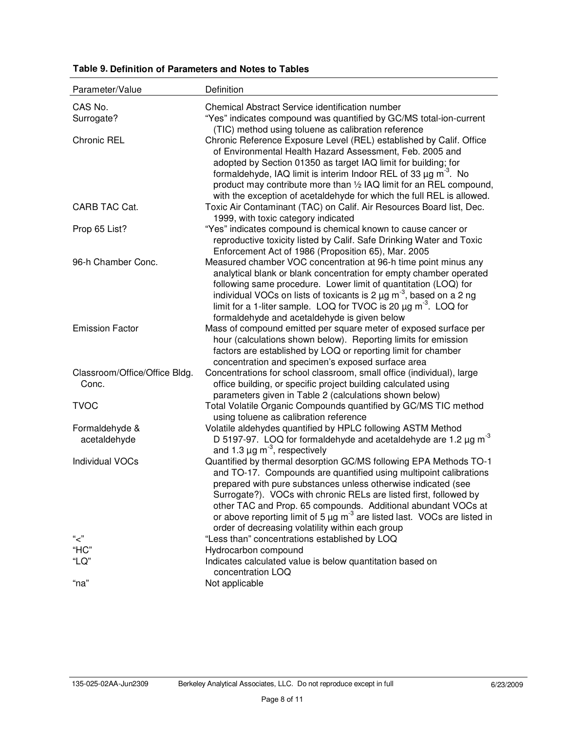**Table 9. Definition of Parameters and Notes to Tables**

| Parameter/Value | Definition |
|---|---|
| CAS No. | Chemical Abstract Service identification number |
| Surrogate? | "Yes" indicates compound was quantified by GC/MS total-ion-current (TIC) method using toluene as calibration reference |
| Chronic REL | Chronic Reference Exposure Level (REL) established by Calif. Office of Environmental Health Hazard Assessment, Feb. 2005 and adopted by Section 01350 as target IAQ limit for building; for formaldehyde, IAQ limit is interim Indoor REL of 33 µg $m^{-3}$. No product may contribute more than ½ IAQ limit for an REL compound, with the exception of acetaldehyde for which the full REL is allowed. |
| CARB TAC Cat. | Toxic Air Contaminant (TAC) on Calif. Air Resources Board list, Dec. 1999, with toxic category indicated |
| Prop 65 List? | "Yes" indicates compound is chemical known to cause cancer or reproductive toxicity listed by Calif. Safe Drinking Water and Toxic Enforcement Act of 1986 (Proposition 65), Mar. 2005 |
| 96-h Chamber Conc. | Measured chamber VOC concentration at 96-h time point minus any analytical blank or blank concentration for empty chamber operated following same procedure. Lower limit of quantitation (LOQ) for individual VOCs on lists of toxicants is 2 µg $m^{-3}$, based on a 2 ng limit for a 1-liter sample. LOQ for TVOC is 20 µg $m^{-3}$. LOQ for formaldehyde and acetaldehyde is given below |
| Emission Factor | Mass of compound emitted per square meter of exposed surface per hour (calculations shown below). Reporting limits for emission factors are established by LOQ or reporting limit for chamber concentration and specimen's exposed surface area |
| Classroom/Office/Office Bldg. Conc. | Concentrations for school classroom, small office (individual), large office building, or specific project building calculated using parameters given in Table 2 (calculations shown below) |
| TVOC | Total Volatile Organic Compounds quantified by GC/MS TIC method using toluene as calibration reference |
| Formaldehyde & acetaldehyde | Volatile aldehydes quantified by HPLC following ASTM Method D 5197-97. LOQ for formaldehyde and acetaldehyde are 1.2 µg $m^{-3}$ and 1.3 µg $m^{-3}$, respectively |
| Individual VOCs | Quantified by thermal desorption GC/MS following EPA Methods TO-1 and TO-17. Compounds are quantified using multipoint calibrations prepared with pure substances unless otherwise indicated (see Surrogate?). VOCs with chronic RELs are listed first, followed by other TAC and Prop. 65 compounds. Additional abundant VOCs at or above reporting limit of 5 µg $m^{-3}$ are listed last. VOCs are listed in order of decreasing volatility within each group |
| "<" | "Less than" concentrations established by LOQ |
| "HC" | Hydrocarbon compound |
| "LQ" | Indicates calculated value is below quantitation based on concentration LOQ |
| "na" | Not applicable |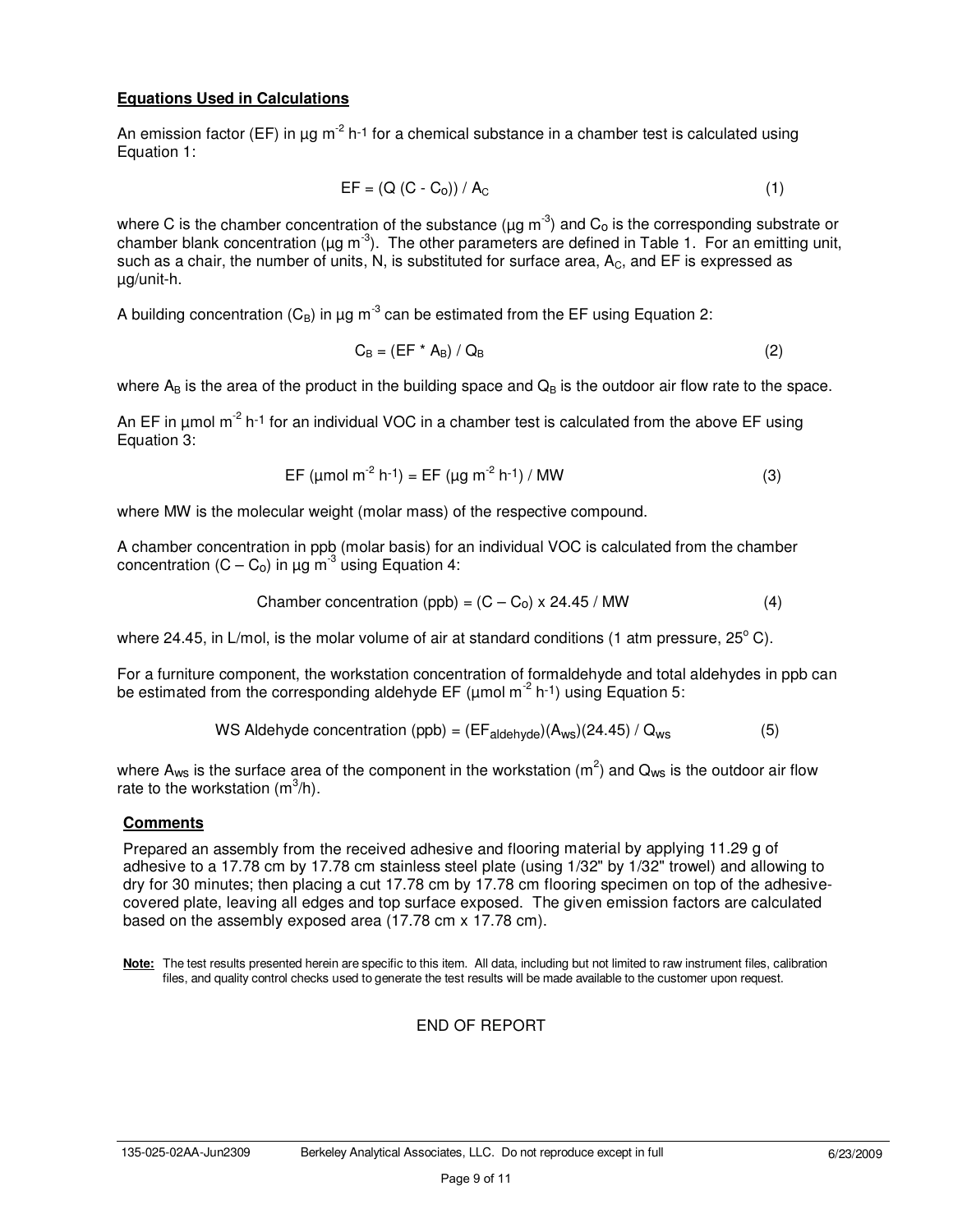## Equations Used in Calculations

An emission factor (EF) in μg $m^{-2}$ $h^{-1}$ for a chemical substance in a chamber test is calculated using Equation 1:

$$EF = (Q\ (C - C_o)) / A_C \qquad (1)$$

where C is the chamber concentration of the substance (μg $m^{-3}$) and $C_o$ is the corresponding substrate or chamber blank concentration (μg $m^{-3}$). The other parameters are defined in Table 1. For an emitting unit, such as a chair, the number of units, N, is substituted for surface area, $A_C$, and EF is expressed as μg/unit-h.

A building concentration ($C_B$) in μg $m^{-3}$ can be estimated from the EF using Equation 2:

$$C_B = (EF * A_B) / Q_B \qquad (2)$$

where $A_B$ is the area of the product in the building space and $Q_B$ is the outdoor air flow rate to the space.

An EF in μmol $m^{-2}$ $h^{-1}$ for an individual VOC in a chamber test is calculated from the above EF using Equation 3:

$$EF\ (\mu mol\ m^{-2}\ h^{-1}) = EF\ (\mu g\ m^{-2}\ h^{-1}) / MW \qquad (3)$$

where MW is the molecular weight (molar mass) of the respective compound.

A chamber concentration in ppb (molar basis) for an individual VOC is calculated from the chamber concentration ($C - C_o$) in μg $m^{-3}$ using Equation 4:

$$\text{Chamber concentration (ppb)} = (C - C_o) \times 24.45 / MW \qquad (4)$$

where 24.45, in L/mol, is the molar volume of air at standard conditions (1 atm pressure, 25° C).

For a furniture component, the workstation concentration of formaldehyde and total aldehydes in ppb can be estimated from the corresponding aldehyde EF (μmol $m^{-2}$ $h^{-1}$) using Equation 5:

$$\text{WS Aldehyde concentration (ppb)} = (EF_{aldehyde})(A_{ws})(24.45) / Q_{ws} \qquad (5)$$

where $A_{ws}$ is the surface area of the component in the workstation ($m^2$) and $Q_{ws}$ is the outdoor air flow rate to the workstation ($m^3$/h).

### Comments

Prepared an assembly from the received adhesive and flooring material by applying 11.29 g of adhesive to a 17.78 cm by 17.78 cm stainless steel plate (using 1/32" by 1/32" trowel) and allowing to dry for 30 minutes; then placing a cut 17.78 cm by 17.78 cm flooring specimen on top of the adhesive-covered plate, leaving all edges and top surface exposed. The given emission factors are calculated based on the assembly exposed area (17.78 cm x 17.78 cm).

**Note:** The test results presented herein are specific to this item. All data, including but not limited to raw instrument files, calibration files, and quality control checks used to generate the test results will be made available to the customer upon request.

END OF REPORT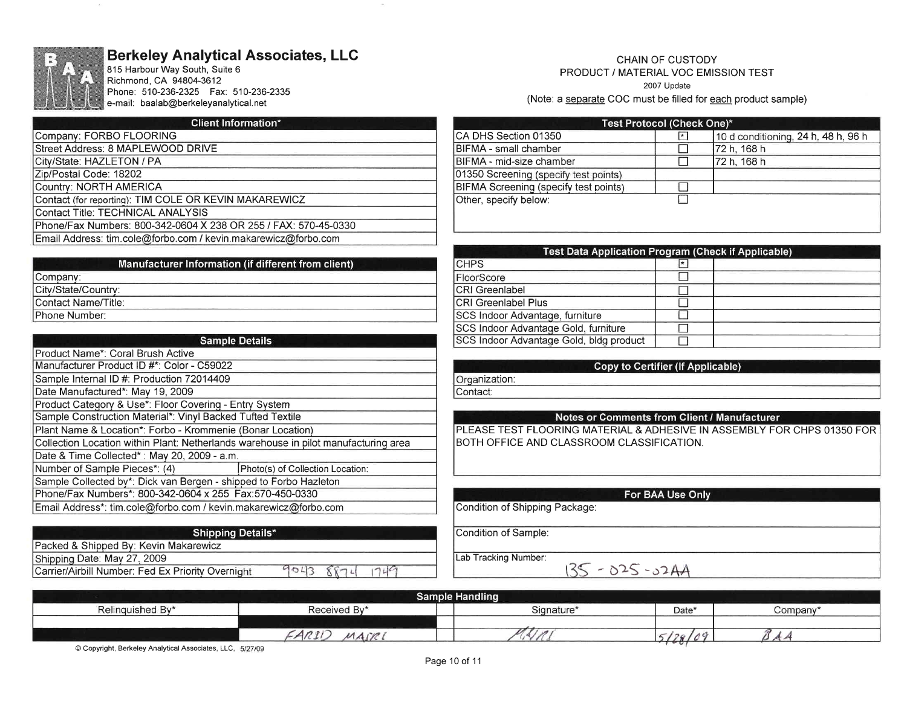**Berkeley Analytical Associates, LLC**
815 Harbour Way South, Suite 6
Richmond, CA 94804-3612
Phone: 510-236-2325 Fax: 510-236-2335
e-mail: baalab@berkeleyanalytical.net

CHAIN OF CUSTODY
PRODUCT / MATERIAL VOC EMISSION TEST
2007 Update
(Note: a separate COC must be filled for each product sample)

| Client Information* |
|---|
| Company: FORBO FLOORING |
| Street Address: 8 MAPLEWOOD DRIVE |
| City/State: HAZLETON / PA |
| Zip/Postal Code: 18202 |
| Country: NORTH AMERICA |
| Contact (for reporting): TIM COLE OR KEVIN MAKAREWICZ |
| Contact Title: TECHNICAL ANALYSIS |
| Phone/Fax Numbers: 800-342-0604 X 238 OR 255 / FAX: 570-45-0330 |
| Email Address: tim.cole@forbo.com / kevin.makarewicz@forbo.com |

| Manufacturer Information (if different from client) |
|---|
| Company: |
| City/State/Country: |
| Contact Name/Title: |
| Phone Number: |

| Sample Details | |
|---|---|
| Product Name*: Coral Brush Active | |
| Manufacturer Product ID #*: Color - C59022 | |
| Sample Internal ID #: Production 72014409 | |
| Date Manufactured*: May 19, 2009 | |
| Product Category & Use*: Floor Covering - Entry System | |
| Sample Construction Material*: Vinyl Backed Tufted Textile | |
| Plant Name & Location*: Forbo - Krommenie (Bonar Location) | |
| Collection Location within Plant: Netherlands warehouse in pilot manufacturing area | |
| Date & Time Collected* : May 20, 2009 - a.m. | |
| Number of Sample Pieces*: (4) | Photo(s) of Collection Location: |
| Sample Collected by*: Dick van Bergen - shipped to Forbo Hazleton | |
| Phone/Fax Numbers*: 800-342-0604 x 255 Fax:570-450-0330 | |
| Email Address*: tim.cole@forbo.com / kevin.makarewicz@forbo.com | |

| Shipping Details* |
|---|
| Packed & Shipped By: Kevin Makarewicz |
| Shipping Date: May 27, 2009 |
| Carrier/Airbill Number: Fed Ex Priority Overnight 9043 8874 1749 |

| Test Protocol (Check One)* | | |
|---|---|---|
| CA DHS Section 01350 | [x] | 10 d conditioning, 24 h, 48 h, 96 h |
| BIFMA - small chamber | [ ] | 72 h, 168 h |
| BIFMA - mid-size chamber | [ ] | 72 h, 168 h |
| 01350 Screening (specify test points) | | |
| BIFMA Screening (specify test points) | [ ] | |
| Other, specify below: | [ ] | |

| Test Data Application Program (Check if Applicable) | | |
|---|---|---|
| CHPS | [x] | |
| FloorScore | [ ] | |
| CRI Greenlabel | [ ] | |
| CRI Greenlabel Plus | [ ] | |
| SCS Indoor Advantage, furniture | [ ] | |
| SCS Indoor Advantage Gold, furniture | [ ] | |
| SCS Indoor Advantage Gold, bldg product | [ ] | |

| Copy to Certifier (If Applicable) |
|---|
| Organization: |
| Contact: |

| Notes or Comments from Client / Manufacturer |
|---|
| PLEASE TEST FLOORING MATERIAL & ADHESIVE IN ASSEMBLY FOR CHPS 01350 FOR BOTH OFFICE AND CLASSROOM CLASSIFICATION. |

| For BAA Use Only |
|---|
| Condition of Shipping Package: |
| Condition of Sample: |
| Lab Tracking Number: 135 - 025 - 02AA |

| Sample Handling | | | | |
|---|---|---|---|---|
| Relinquished By* | Received By* | Signature* | Date* | Company* |
| | | | | |
| | FARID MAIRI | MAIRI | 5/28/09 | BAA |

© Copyright, Berkeley Analytical Associates, LLC, 5/27/09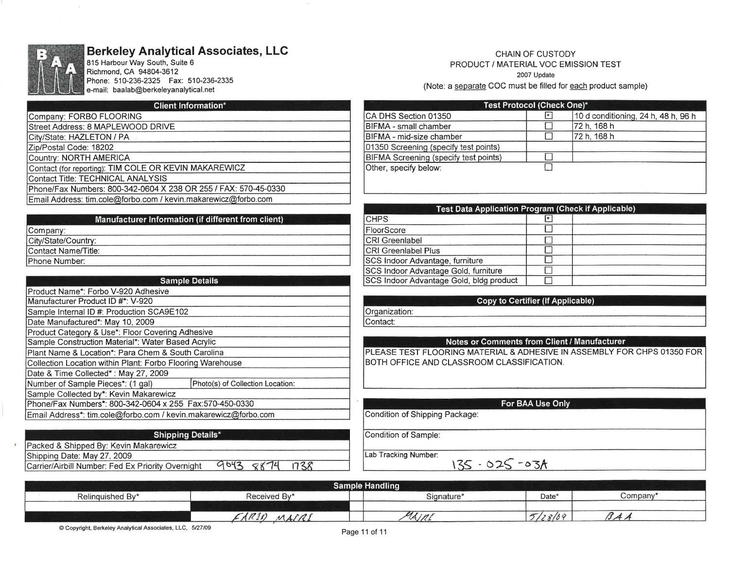# Berkeley Analytical Associates, LLC

815 Harbour Way South, Suite 6
Richmond, CA 94804-3612
Phone: 510-236-2325 Fax: 510-236-2335
e-mail: baalab@berkeleyanalytical.net

CHAIN OF CUSTODY
PRODUCT / MATERIAL VOC EMISSION TEST
2007 Update
(Note: a separate COC must be filled for each product sample)

| Client Information* |
|---|
| Company: FORBO FLOORING |
| Street Address: 8 MAPLEWOOD DRIVE |
| City/State: HAZLETON / PA |
| Zip/Postal Code: 18202 |
| Country: NORTH AMERICA |
| Contact (for reporting): TIM COLE OR KEVIN MAKAREWICZ |
| Contact Title: TECHNICAL ANALYSIS |
| Phone/Fax Numbers: 800-342-0604 X 238 OR 255 / FAX: 570-45-0330 |
| Email Address: tim.cole@forbo.com / kevin.makarewicz@forbo.com |

| Test Protocol (Check One)* | | |
|---|---|---|
| CA DHS Section 01350 | ☒ | 10 d conditioning, 24 h, 48 h, 96 h |
| BIFMA - small chamber | ☐ | 72 h, 168 h |
| BIFMA - mid-size chamber | ☐ | 72 h, 168 h |
| 01350 Screening (specify test points) | | |
| BIFMA Screening (specify test points) | ☐ | |
| Other, specify below: | ☐ | |

| Manufacturer Information (if different from client) |
|---|
| Company: |
| City/State/Country: |
| Contact Name/Title: |
| Phone Number: |

| Test Data Application Program (Check if Applicable) | | |
|---|---|---|
| CHPS | ☒ | |
| FloorScore | ☐ | |
| CRI Greenlabel | ☐ | |
| CRI Greenlabel Plus | ☐ | |
| SCS Indoor Advantage, furniture | ☐ | |
| SCS Indoor Advantage Gold, furniture | ☐ | |
| SCS Indoor Advantage Gold, bldg product | ☐ | |

| Sample Details | |
|---|---|
| Product Name*: Forbo V-920 Adhesive | |
| Manufacturer Product ID #*: V-920 | |
| Sample Internal ID #: Production SCA9E102 | |
| Date Manufactured*: May 10, 2009 | |
| Product Category & Use*: Floor Covering Adhesive | |
| Sample Construction Material*: Water Based Acrylic | |
| Plant Name & Location*: Para Chem & South Carolina | |
| Collection Location within Plant: Forbo Flooring Warehouse | |
| Date & Time Collected* : May 27, 2009 | |
| Number of Sample Pieces*: (1 gal) | Photo(s) of Collection Location: |
| Sample Collected by*: Kevin Makarewicz | |
| Phone/Fax Numbers*: 800-342-0604 x 255 Fax:570-450-0330 | |
| Email Address*: tim.cole@forbo.com / kevin.makarewicz@forbo.com | |

| Copy to Certifier (If Applicable) |
|---|
| Organization: |
| Contact: |

| Notes or Comments from Client / Manufacturer |
|---|
| PLEASE TEST FLOORING MATERIAL & ADHESIVE IN ASSEMBLY FOR CHPS 01350 FOR BOTH OFFICE AND CLASSROOM CLASSIFICATION. |

| Shipping Details* |
|---|
| Packed & Shipped By: Kevin Makarewicz |
| Shipping Date: May 27, 2009 |
| Carrier/Airbill Number: Fed Ex Priority Overnight 9043 8874 1738 |

| For BAA Use Only |
|---|
| Condition of Shipping Package: |
| Condition of Sample: |
| Lab Tracking Number: 135 - 025 - 03A |

| Sample Handling | | | | |
|---|---|---|---|---|
| Relinquished By* | Received By* | Signature* | Date* | Company* |
| | | | | |
| | FARSID MAIRI | MAIRI | 5/28/09 | BAA |

© Copyright, Berkeley Analytical Associates, LLC, 5/27/09